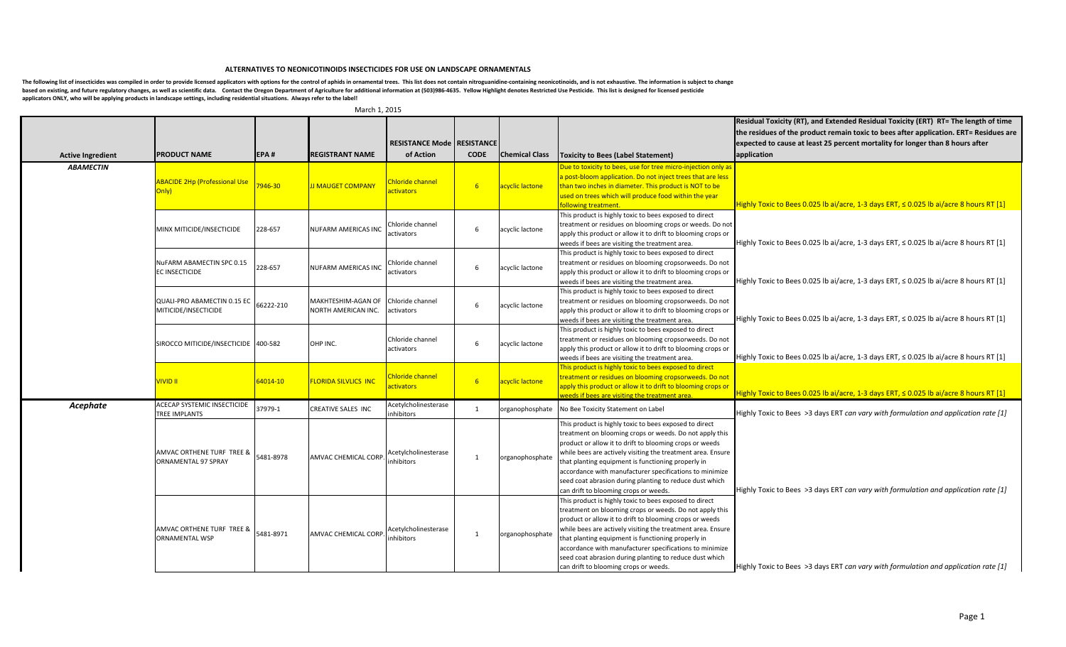# ALTERNATIVES TO NEONICOTINOIDS INSECTICIDES FOR USE ON LANDSCAPE ORNAMENTALS

**The following list of insecticides was compiled in order to provide licensed applicators with options for the control of aphids in ornamental trees. This list does not contain nitroguanidine-containing neonicotinoids, and is not exhaustive. The information is subject to change based on existing, and future regulatory changes, as well as scientific data. Contact the Oregon Department of Agriculture for additional information at (503)986-4635. Yellow Highlight denotes Restricted Use Pesticide. This list is designed for licensed pesticide applicators ONLY, who will be applying products in landscape settings, including residential situations. Always refer to the label!**

March 1, 2015

| Active Ingredient | PRODUCT NAME | EPA # | REGISTRANT NAME | RESISTANCE Mode of Action | RESISTANCE CODE | Chemical Class | Toxicity to Bees (Label Statement) | Residual Toxicity (RT), and Extended Residual Toxicity (ERT) RT= The length of time the residues of the product remain toxic to bees after application. ERT= Residues are expected to cause at least 25 percent mortality for longer than 8 hours after application |
|---|---|---|---|---|---|---|---|---|
| *ABAMECTIN* | ABACIDE 2Hp (Professional Use Only) | 7946-30 | JJ MAUGET COMPANY | Chloride channel activators | 6 | acyclic lactone | Due to toxicity to bees, use for tree micro-injection only as a post-bloom application. Do not inject trees that are less than two inches in diameter. This product is NOT to be used on trees which will produce food within the year following treatment. | Highly Toxic to Bees 0.025 lb ai/acre, 1-3 days ERT, ≤ 0.025 lb ai/acre 8 hours RT [1] |
| | MINX MITICIDE/INSECTICIDE | 228-657 | NUFARM AMERICAS INC | Chloride channel activators | 6 | acyclic lactone | This product is highly toxic to bees exposed to direct treatment or residues on blooming crops or weeds. Do not apply this product or allow it to drift to blooming crops or weeds if bees are visiting the treatment area. | Highly Toxic to Bees 0.025 lb ai/acre, 1-3 days ERT, ≤ 0.025 lb ai/acre 8 hours RT [1] |
| | NuFARM ABAMECTIN SPC 0.15 EC INSECTICIDE | 228-657 | NUFARM AMERICAS INC | Chloride channel activators | 6 | acyclic lactone | This product is highly toxic to bees exposed to direct treatment or residues on blooming cropsorweeds. Do not apply this product or allow it to drift to blooming crops or weeds if bees are visiting the treatment area. | Highly Toxic to Bees 0.025 lb ai/acre, 1-3 days ERT, ≤ 0.025 lb ai/acre 8 hours RT [1] |
| | QUALI-PRO ABAMECTIN 0.15 EC MITICIDE/INSECTICIDE | 66222-210 | MAKHTESHIM-AGAN OF NORTH AMERICAN INC. | Chloride channel activators | 6 | acyclic lactone | This product is highly toxic to bees exposed to direct treatment or residues on blooming cropsorweeds. Do not apply this product or allow it to drift to blooming crops or weeds if bees are visiting the treatment area. | Highly Toxic to Bees 0.025 lb ai/acre, 1-3 days ERT, ≤ 0.025 lb ai/acre 8 hours RT [1] |
| | SIROCCO MITICIDE/INSECTICIDE | 400-582 | OHP INC. | Chloride channel activators | 6 | acyclic lactone | This product is highly toxic to bees exposed to direct treatment or residues on blooming cropsorweeds. Do not apply this product or allow it to drift to blooming crops or weeds if bees are visiting the treatment area. | Highly Toxic to Bees 0.025 lb ai/acre, 1-3 days ERT, ≤ 0.025 lb ai/acre 8 hours RT [1] |
| | VIVID II | 64014-10 | FLORIDA SILVLICS INC | Chloride channel activators | 6 | acyclic lactone | This product is highly toxic to bees exposed to direct treatment or residues on blooming cropsorweeds. Do not apply this product or allow it to drift to blooming crops or weeds if bees are visiting the treatment area. | Highly Toxic to Bees 0.025 lb ai/acre, 1-3 days ERT, ≤ 0.025 lb ai/acre 8 hours RT [1] |
| ***Acephate*** | ACECAP SYSTEMIC INSECTICIDE TREE IMPLANTS | 37979-1 | CREATIVE SALES INC | Acetylcholinesterase inhibitors | 1 | organophosphate | No Bee Toxicity Statement on Label | Highly Toxic to Bees >3 days ERT *can vary with formulation and application rate [1]* |
| | AMVAC ORTHENE TURF TREE & ORNAMENTAL 97 SPRAY | 5481-8978 | AMVAC CHEMICAL CORP. | Acetylcholinesterase inhibitors | 1 | organophosphate | This product is highly toxic to bees exposed to direct treatment on blooming crops or weeds. Do not apply this product or allow it to drift to blooming crops or weeds while bees are actively visiting the treatment area. Ensure that planting equipment is functioning properly in accordance with manufacturer specifications to minimize seed coat abrasion during planting to reduce dust which can drift to blooming crops or weeds. | Highly Toxic to Bees >3 days ERT *can vary with formulation and application rate [1]* |
| | AMVAC ORTHENE TURF TREE & ORNAMENTAL WSP | 5481-8971 | AMVAC CHEMICAL CORP. | Acetylcholinesterase inhibitors | 1 | organophosphate | This product is highly toxic to bees exposed to direct treatment on blooming crops or weeds. Do not apply this product or allow it to drift to blooming crops or weeds while bees are actively visiting the treatment area. Ensure that planting equipment is functioning properly in accordance with manufacturer specifications to minimize seed coat abrasion during planting to reduce dust which can drift to blooming crops or weeds. | Highly Toxic to Bees >3 days ERT *can vary with formulation and application rate [1]* |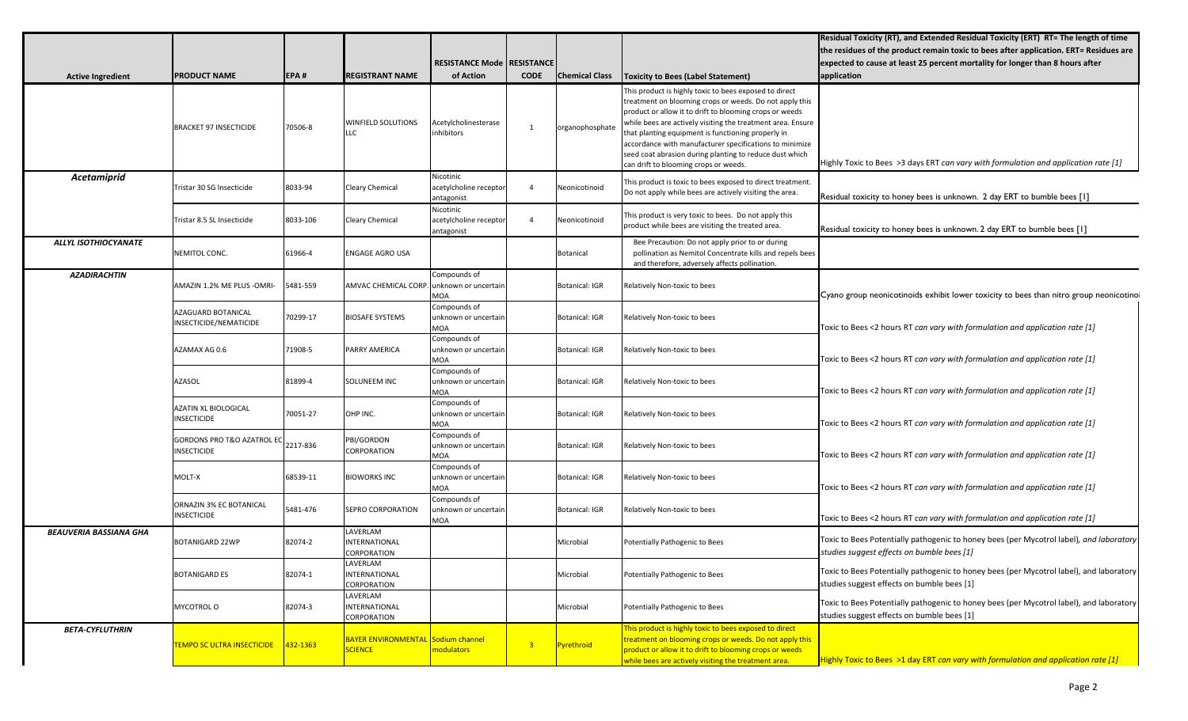| Active Ingredient | PRODUCT NAME | EPA # | REGISTRANT NAME | RESISTANCE Mode of Action | RESISTANCE CODE | Chemical Class | Toxicity to Bees (Label Statement) | Residual Toxicity (RT), and Extended Residual Toxicity (ERT) RT= The length of time the residues of the product remain toxic to bees after application. ERT= Residues are expected to cause at least 25 percent mortality for longer than 8 hours after application |
|---|---|---|---|---|---|---|---|---|
| | BRACKET 97 INSECTICIDE | 70506-8 | WINFIELD SOLUTIONS LLC | Acetylcholinesterase inhibitors | 1 | organophosphate | This product is highly toxic to bees exposed to direct treatment on blooming crops or weeds. Do not apply this product or allow it to drift to blooming crops or weeds while bees are actively visiting the treatment area. Ensure that planting equipment is functioning properly in accordance with manufacturer specifications to minimize seed coat abrasion during planting to reduce dust which can drift to blooming crops or weeds. | Highly Toxic to Bees >3 days ERT *can vary with formulation and application rate [1]* |
| ***Acetamiprid*** | Tristar 30 SG Insecticide | 8033-94 | Cleary Chemical | Nicotinic acetylcholine receptor antagonist | 4 | Neonicotinoid | This product is toxic to bees exposed to direct treatment. Do not apply while bees are actively visiting the area. | Residual toxicity to honey bees is unknown. 2 day ERT to bumble bees [I] |
| | Tristar 8.5 SL Insecticide | 8033-106 | Cleary Chemical | Nicotinic acetylcholine receptor antagonist | 4 | Neonicotinoid | This product is very toxic to bees. Do not apply this product while bees are visiting the treated area. | Residual toxicity to honey bees is unknown. 2 day ERT to bumble bees [I] |
| ***ALLYL ISOTHIOCYANATE*** | NEMITOL CONC. | 61966-4 | ENGAGE AGRO USA | | | Botanical | Bee Precaution: Do not apply prior to or during pollination as Nemitol Concentrate kills and repels bees and therefore, adversely affects pollination. | |
| ***AZADIRACHTIN*** | AMAZIN 1.2% ME PLUS -OMRI- | 5481-559 | AMVAC CHEMICAL CORP. | Compounds of unknown or uncertain MOA | | Botanical: IGR | Relatively Non-toxic to bees | Cyano group neonicotinoids exhibit lower toxicity to bees than nitro group neonicotino |
| | AZAGUARD BOTANICAL INSECTICIDE/NEMATICIDE | 70299-17 | BIOSAFE SYSTEMS | Compounds of unknown or uncertain MOA | | Botanical: IGR | Relatively Non-toxic to bees | Toxic to Bees <2 hours RT *can vary with formulation and application rate [1]* |
| | AZAMAX AG 0.6 | 71908-5 | PARRY AMERICA | Compounds of unknown or uncertain MOA | | Botanical: IGR | Relatively Non-toxic to bees | Toxic to Bees <2 hours RT *can vary with formulation and application rate [1]* |
| | AZASOL | 81899-4 | SOLUNEEM INC | Compounds of unknown or uncertain MOA | | Botanical: IGR | Relatively Non-toxic to bees | Toxic to Bees <2 hours RT *can vary with formulation and application rate [1]* |
| | AZATIN XL BIOLOGICAL INSECTICIDE | 70051-27 | OHP INC. | Compounds of unknown or uncertain MOA | | Botanical: IGR | Relatively Non-toxic to bees | Toxic to Bees <2 hours RT *can vary with formulation and application rate [1]* |
| | GORDONS PRO T&O AZATROL EC INSECTICIDE | 2217-836 | PBI/GORDON CORPORATION | Compounds of unknown or uncertain MOA | | Botanical: IGR | Relatively Non-toxic to bees | Toxic to Bees <2 hours RT *can vary with formulation and application rate [1]* |
| | MOLT-X | 68539-11 | BIOWORKS INC | Compounds of unknown or uncertain MOA | | Botanical: IGR | Relatively Non-toxic to bees | Toxic to Bees <2 hours RT *can vary with formulation and application rate [1]* |
| | ORNAZIN 3% EC BOTANICAL INSECTICIDE | 5481-476 | SEPRO CORPORATION | Compounds of unknown or uncertain MOA | | Botanical: IGR | Relatively Non-toxic to bees | Toxic to Bees <2 hours RT *can vary with formulation and application rate [1]* |
| ***BEAUVERIA BASSIANA GHA*** | BOTANIGARD 22WP | 82074-2 | LAVERLAM INTERNATIONAL CORPORATION | | | Microbial | Potentially Pathogenic to Bees | Toxic to Bees Potentially pathogenic to honey bees (per Mycotrol label), *and laboratory studies suggest effects on bumble bees [1]* |
| | BOTANIGARD ES | 82074-1 | LAVERLAM INTERNATIONAL CORPORATION | | | Microbial | Potentially Pathogenic to Bees | Toxic to Bees Potentially pathogenic to honey bees (per Mycotrol label), and laboratory studies suggest effects on bumble bees [1] |
| | MYCOTROL O | 82074-3 | LAVERLAM INTERNATIONAL CORPORATION | | | Microbial | Potentially Pathogenic to Bees | Toxic to Bees Potentially pathogenic to honey bees (per Mycotrol label), and laboratory studies suggest effects on bumble bees [1] |
| ***BETA-CYFLUTHRIN*** | TEMPO SC ULTRA INSECTICIDE | 432-1363 | BAYER ENVIRONMENTAL SCIENCE | Sodium channel modulators | 3 | Pyrethroid | This product is highly toxic to bees exposed to direct treatment on blooming crops or weeds. Do not apply this product or allow it to drift to blooming crops or weeds while bees are actively visiting the treatment area. | Highly Toxic to Bees >1 day ERT *can vary with formulation and application rate [1]* |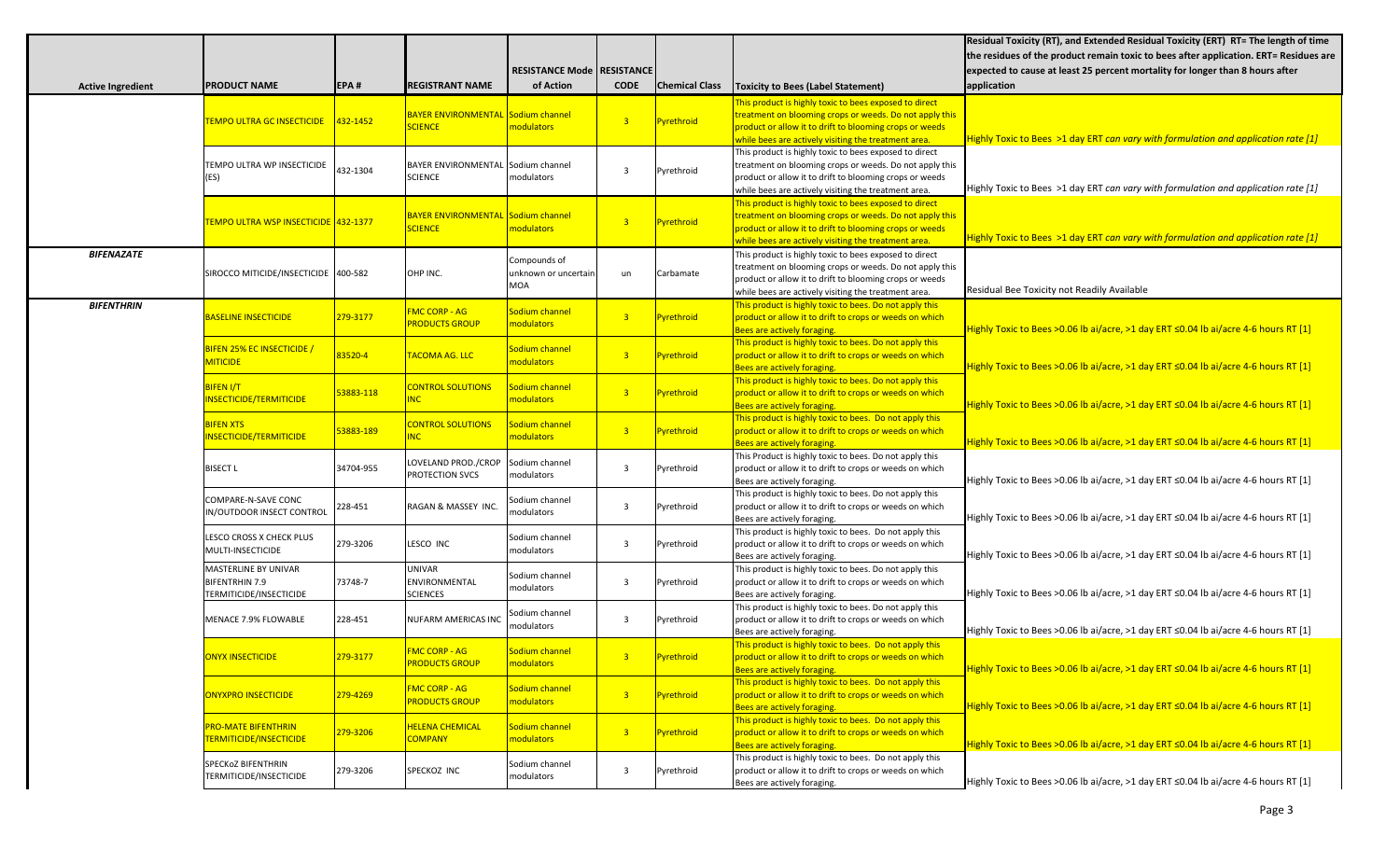| Active Ingredient | PRODUCT NAME | EPA # | REGISTRANT NAME | RESISTANCE Mode of Action | RESISTANCE CODE | Chemical Class | Toxicity to Bees (Label Statement) | Residual Toxicity (RT), and Extended Residual Toxicity (ERT) RT= The length of time the residues of the product remain toxic to bees after application. ERT= Residues are expected to cause at least 25 percent mortality for longer than 8 hours after application |
|---|---|---|---|---|---|---|---|---|
| | TEMPO ULTRA GC INSECTICIDE | 432-1452 | BAYER ENVIRONMENTAL SCIENCE | Sodium channel modulators | 3 | Pyrethroid | This product is highly toxic to bees exposed to direct treatment on blooming crops or weeds. Do not apply this product or allow it to drift to blooming crops or weeds while bees are actively visiting the treatment area. | Highly Toxic to Bees >1 day ERT *can vary with formulation and application rate [1]* |
| | TEMPO ULTRA WP INSECTICIDE (ES) | 432-1304 | BAYER ENVIRONMENTAL SCIENCE | Sodium channel modulators | 3 | Pyrethroid | This product is highly toxic to bees exposed to direct treatment on blooming crops or weeds. Do not apply this product or allow it to drift to blooming crops or weeds while bees are actively visiting the treatment area. | Highly Toxic to Bees >1 day ERT *can vary with formulation and application rate [1]* |
| | TEMPO ULTRA WSP INSECTICIDE | 432-1377 | BAYER ENVIRONMENTAL SCIENCE | Sodium channel modulators | 3 | Pyrethroid | This product is highly toxic to bees exposed to direct treatment on blooming crops or weeds. Do not apply this product or allow it to drift to blooming crops or weeds while bees are actively visiting the treatment area. | Highly Toxic to Bees >1 day ERT *can vary with formulation and application rate [1]* |
| ***BIFENAZATE*** | SIROCCO MITICIDE/INSECTICIDE | 400-582 | OHP INC. | Compounds of unknown or uncertain MOA | un | Carbamate | This product is highly toxic to bees exposed to direct treatment on blooming crops or weeds. Do not apply this product or allow it to drift to blooming crops or weeds while bees are actively visiting the treatment area. | Residual Bee Toxicity not Readily Available |
| ***BIFENTHRIN*** | BASELINE INSECTICIDE | 279-3177 | FMC CORP - AG PRODUCTS GROUP | Sodium channel modulators | 3 | Pyrethroid | This product is highly toxic to bees. Do not apply this product or allow it to drift to crops or weeds on which Bees are actively foraging. | Highly Toxic to Bees >0.06 lb ai/acre, >1 day ERT ≤0.04 lb ai/acre 4-6 hours RT [1] |
| | BIFEN 25% EC INSECTICIDE / MITICIDE | 83520-4 | TACOMA AG. LLC | Sodium channel modulators | 3 | Pyrethroid | This product is highly toxic to bees. Do not apply this product or allow it to drift to crops or weeds on which Bees are actively foraging. | Highly Toxic to Bees >0.06 lb ai/acre, >1 day ERT ≤0.04 lb ai/acre 4-6 hours RT [1] |
| | BIFEN I/T INSECTICIDE/TERMITICIDE | 53883-118 | CONTROL SOLUTIONS INC | Sodium channel modulators | 3 | Pyrethroid | This product is highly toxic to bees. Do not apply this product or allow it to drift to crops or weeds on which Bees are actively foraging. | Highly Toxic to Bees >0.06 lb ai/acre, >1 day ERT ≤0.04 lb ai/acre 4-6 hours RT [1] |
| | BIFEN XTS INSECTICIDE/TERMITICIDE | 53883-189 | CONTROL SOLUTIONS INC | Sodium channel modulators | 3 | Pyrethroid | This product is highly toxic to bees. Do not apply this product or allow it to drift to crops or weeds on which Bees are actively foraging. | Highly Toxic to Bees >0.06 lb ai/acre, >1 day ERT ≤0.04 lb ai/acre 4-6 hours RT [1] |
| | BISECT L | 34704-955 | LOVELAND PROD./CROP PROTECTION SVCS | Sodium channel modulators | 3 | Pyrethroid | This Product is highly toxic to bees. Do not apply this product or allow it to drift to crops or weeds on which Bees are actively foraging. | Highly Toxic to Bees >0.06 lb ai/acre, >1 day ERT ≤0.04 lb ai/acre 4-6 hours RT [1] |
| | COMPARE-N-SAVE CONC IN/OUTDOOR INSECT CONTROL | 228-451 | RAGAN & MASSEY INC. | Sodium channel modulators | 3 | Pyrethroid | This product is highly toxic to bees. Do not apply this product or allow it to drift to crops or weeds on which Bees are actively foraging. | Highly Toxic to Bees >0.06 lb ai/acre, >1 day ERT ≤0.04 lb ai/acre 4-6 hours RT [1] |
| | LESCO CROSS X CHECK PLUS MULTI-INSECTICIDE | 279-3206 | LESCO INC | Sodium channel modulators | 3 | Pyrethroid | This product is highly toxic to bees. Do not apply this product or allow it to drift to crops or weeds on which Bees are actively foraging. | Highly Toxic to Bees >0.06 lb ai/acre, >1 day ERT ≤0.04 lb ai/acre 4-6 hours RT [1] |
| | MASTERLINE BY UNIVAR BIFENTRHIN 7.9 TERMITICIDE/INSECTICIDE | 73748-7 | UNIVAR ENVIRONMENTAL SCIENCES | Sodium channel modulators | 3 | Pyrethroid | This product is highly toxic to bees. Do not apply this product or allow it to drift to crops or weeds on which Bees are actively foraging. | Highly Toxic to Bees >0.06 lb ai/acre, >1 day ERT ≤0.04 lb ai/acre 4-6 hours RT [1] |
| | MENACE 7.9% FLOWABLE | 228-451 | NUFARM AMERICAS INC | Sodium channel modulators | 3 | Pyrethroid | This product is highly toxic to bees. Do not apply this product or allow it to drift to crops or weeds on which Bees are actively foraging. | Highly Toxic to Bees >0.06 lb ai/acre, >1 day ERT ≤0.04 lb ai/acre 4-6 hours RT [1] |
| | ONYX INSECTICIDE | 279-3177 | FMC CORP - AG PRODUCTS GROUP | Sodium channel modulators | 3 | Pyrethroid | This product is highly toxic to bees. Do not apply this product or allow it to drift to crops or weeds on which Bees are actively foraging. | Highly Toxic to Bees >0.06 lb ai/acre, >1 day ERT ≤0.04 lb ai/acre 4-6 hours RT [1] |
| | ONYXPRO INSECTICIDE | 279-4269 | FMC CORP - AG PRODUCTS GROUP | Sodium channel modulators | 3 | Pyrethroid | This product is highly toxic to bees. Do not apply this product or allow it to drift to crops or weeds on which Bees are actively foraging. | Highly Toxic to Bees >0.06 lb ai/acre, >1 day ERT ≤0.04 lb ai/acre 4-6 hours RT [1] |
| | PRO-MATE BIFENTHRIN TERMITICIDE/INSECTICIDE | 279-3206 | HELENA CHEMICAL COMPANY | Sodium channel modulators | 3 | Pyrethroid | This product is highly toxic to bees. Do not apply this product or allow it to drift to crops or weeds on which Bees are actively foraging. | Highly Toxic to Bees >0.06 lb ai/acre, >1 day ERT ≤0.04 lb ai/acre 4-6 hours RT [1] |
| | SPECKoZ BIFENTHRIN TERMITICIDE/INSECTICIDE | 279-3206 | SPECKOZ INC | Sodium channel modulators | 3 | Pyrethroid | This product is highly toxic to bees. Do not apply this product or allow it to drift to crops or weeds on which Bees are actively foraging. | Highly Toxic to Bees >0.06 lb ai/acre, >1 day ERT ≤0.04 lb ai/acre 4-6 hours RT [1] |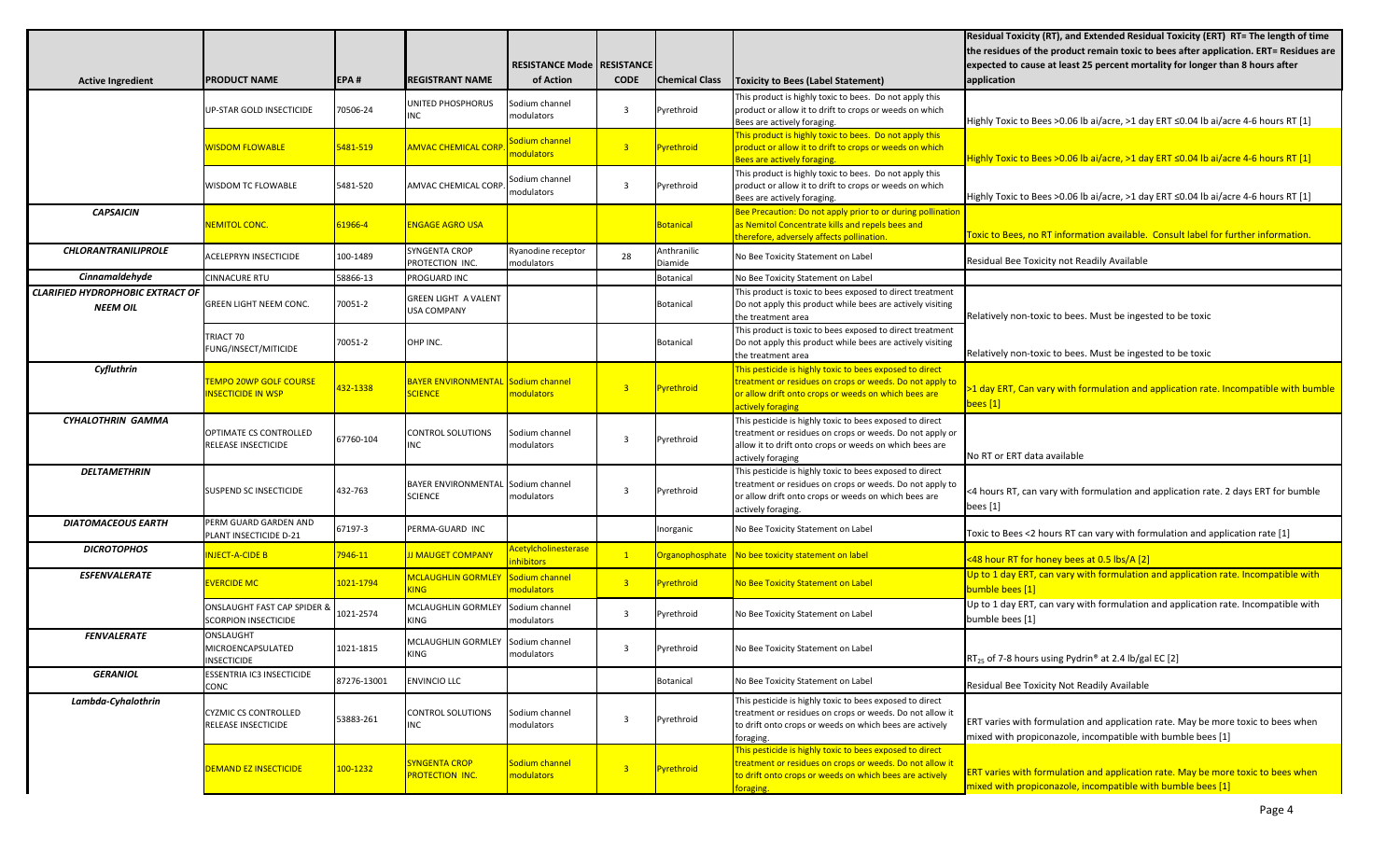| Active Ingredient | PRODUCT NAME | EPA # | REGISTRANT NAME | RESISTANCE Mode of Action | RESISTANCE CODE | Chemical Class | Toxicity to Bees (Label Statement) | Residual Toxicity (RT), and Extended Residual Toxicity (ERT) RT= The length of time the residues of the product remain toxic to bees after application. ERT= Residues are expected to cause at least 25 percent mortality for longer than 8 hours after application |
|---|---|---|---|---|---|---|---|---|
| | UP-STAR GOLD INSECTICIDE | 70506-24 | UNITED PHOSPHORUS INC | Sodium channel modulators | 3 | Pyrethroid | This product is highly toxic to bees. Do not apply this product or allow it to drift to crops or weeds on which Bees are actively foraging. | Highly Toxic to Bees >0.06 lb ai/acre, >1 day ERT ≤0.04 lb ai/acre 4-6 hours RT [1] |
| | WISDOM FLOWABLE | 5481-519 | AMVAC CHEMICAL CORP. | Sodium channel modulators | 3 | Pyrethroid | This product is highly toxic to bees. Do not apply this product or allow it to drift to crops or weeds on which Bees are actively foraging. | Highly Toxic to Bees >0.06 lb ai/acre, >1 day ERT ≤0.04 lb ai/acre 4-6 hours RT [1] |
| | WISDOM TC FLOWABLE | 5481-520 | AMVAC CHEMICAL CORP. | Sodium channel modulators | 3 | Pyrethroid | This product is highly toxic to bees. Do not apply this product or allow it to drift to crops or weeds on which Bees are actively foraging. | Highly Toxic to Bees >0.06 lb ai/acre, >1 day ERT ≤0.04 lb ai/acre 4-6 hours RT [1] |
| ***CAPSAICIN*** | NEMITOL CONC. | 61966-4 | ENGAGE AGRO USA | | | Botanical | Bee Precaution: Do not apply prior to or during pollination as Nemitol Concentrate kills and repels bees and therefore, adversely affects pollination. | Toxic to Bees, no RT information available. Consult label for further information. |
| ***CHLORANTRANILIPROLE*** | ACELEPRYN INSECTICIDE | 100-1489 | SYNGENTA CROP PROTECTION INC. | Ryanodine receptor modulators | 28 | Anthranilic Diamide | No Bee Toxicity Statement on Label | Residual Bee Toxicity not Readily Available |
| ***Cinnamaldehyde*** | CINNACURE RTU | 58866-13 | PROGUARD INC | | | Botanical | No Bee Toxicity Statement on Label | |
| ***CLARIFIED HYDROPHOBIC EXTRACT OF NEEM OIL*** | GREEN LIGHT NEEM CONC. | 70051-2 | GREEN LIGHT A VALENT USA COMPANY | | | Botanical | This product is toxic to bees exposed to direct treatment Do not apply this product while bees are actively visiting the treatment area | Relatively non-toxic to bees. Must be ingested to be toxic |
| | TRIACT 70 FUNG/INSECT/MITICIDE | 70051-2 | OHP INC. | | | Botanical | This product is toxic to bees exposed to direct treatment Do not apply this product while bees are actively visiting the treatment area | Relatively non-toxic to bees. Must be ingested to be toxic |
| ***Cyfluthrin*** | TEMPO 20WP GOLF COURSE INSECTICIDE IN WSP | 432-1338 | BAYER ENVIRONMENTAL SCIENCE | Sodium channel modulators | 3 | Pyrethroid | This pesticide is highly toxic to bees exposed to direct treatment or residues on crops or weeds. Do not apply to or allow drift onto crops or weeds on which bees are actively foraging | >1 day ERT, Can vary with formulation and application rate. Incompatible with bumble bees [1] |
| ***CYHALOTHRIN GAMMA*** | OPTIMATE CS CONTROLLED RELEASE INSECTICIDE | 67760-104 | CONTROL SOLUTIONS INC | Sodium channel modulators | 3 | Pyrethroid | This pesticide is highly toxic to bees exposed to direct treatment or residues on crops or weeds. Do not apply or allow it to drift onto crops or weeds on which bees are actively foraging | No RT or ERT data available |
| ***DELTAMETHRIN*** | SUSPEND SC INSECTICIDE | 432-763 | BAYER ENVIRONMENTAL SCIENCE | Sodium channel modulators | 3 | Pyrethroid | This pesticide is highly toxic to bees exposed to direct treatment or residues on crops or weeds. Do not apply to or allow drift onto crops or weeds on which bees are actively foraging. | <4 hours RT, can vary with formulation and application rate. 2 days ERT for bumble bees [1] |
| ***DIATOMACEOUS EARTH*** | PERM GUARD GARDEN AND PLANT INSECTICIDE D-21 | 67197-3 | PERMA-GUARD INC | | | Inorganic | No Bee Toxicity Statement on Label | Toxic to Bees <2 hours RT can vary with formulation and application rate [1] |
| ***DICROTOPHOS*** | INJECT-A-CIDE B | 7946-11 | JJ MAUGET COMPANY | Acetylcholinesterase inhibitors | 1 | Organophosphate | No bee toxicity statement on label | <48 hour RT for honey bees at 0.5 lbs/A [2] |
| ***ESFENVALERATE*** | EVERCIDE MC | 1021-1794 | MCLAUGHLIN GORMLEY KING | Sodium channel modulators | 3 | Pyrethroid | No Bee Toxicity Statement on Label | Up to 1 day ERT, can vary with formulation and application rate. Incompatible with bumble bees [1] |
| | ONSLAUGHT FAST CAP SPIDER & SCORPION INSECTICIDE | 1021-2574 | MCLAUGHLIN GORMLEY KING | Sodium channel modulators | 3 | Pyrethroid | No Bee Toxicity Statement on Label | Up to 1 day ERT, can vary with formulation and application rate. Incompatible with bumble bees [1] |
| ***FENVALERATE*** | ONSLAUGHT MICROENCAPSULATED INSECTICIDE | 1021-1815 | MCLAUGHLIN GORMLEY KING | Sodium channel modulators | 3 | Pyrethroid | No Bee Toxicity Statement on Label | $RT_{25}$ of 7-8 hours using Pydrin® at 2.4 lb/gal EC [2] |
| ***GERANIOL*** | ESSENTRIA IC3 INSECTICIDE CONC | 87276-13001 | ENVINCIO LLC | | | Botanical | No Bee Toxicity Statement on Label | Residual Bee Toxicity Not Readily Available |
| ***Lambda-Cyhalothrin*** | CYZMIC CS CONTROLLED RELEASE INSECTICIDE | 53883-261 | CONTROL SOLUTIONS INC | Sodium channel modulators | 3 | Pyrethroid | This pesticide is highly toxic to bees exposed to direct treatment or residues on crops or weeds. Do not allow it to drift onto crops or weeds on which bees are actively foraging. | ERT varies with formulation and application rate. May be more toxic to bees when mixed with propiconazole, incompatible with bumble bees [1] |
| | DEMAND EZ INSECTICIDE | 100-1232 | SYNGENTA CROP PROTECTION INC. | Sodium channel modulators | 3 | Pyrethroid | This pesticide is highly toxic to bees exposed to direct treatment or residues on crops or weeds. Do not allow it to drift onto crops or weeds on which bees are actively foraging. | ERT varies with formulation and application rate. May be more toxic to bees when mixed with propiconazole, incompatible with bumble bees [1] |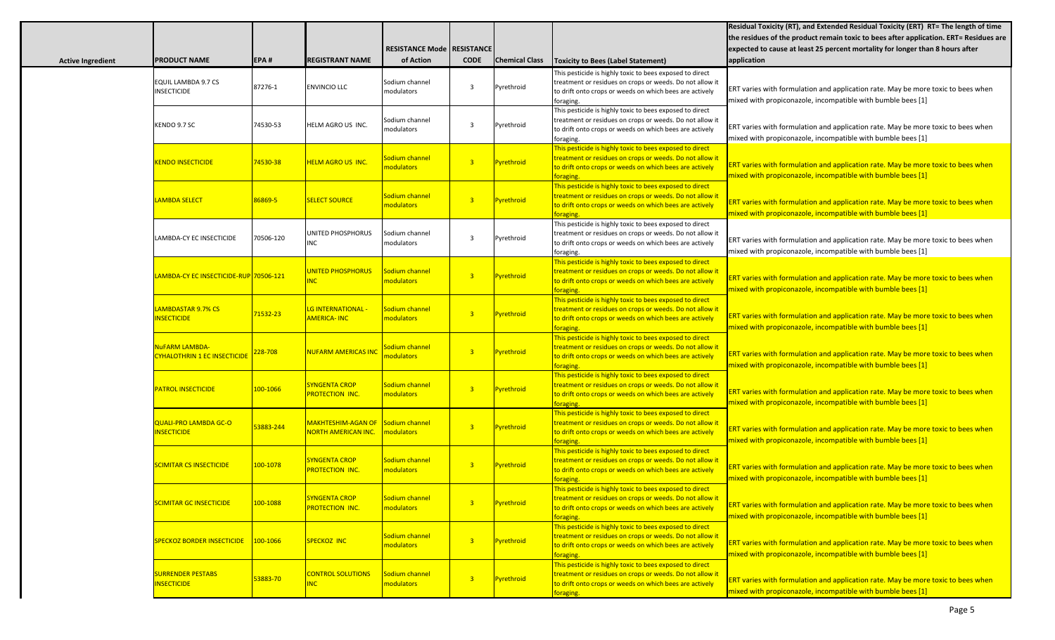| Active Ingredient | PRODUCT NAME | EPA # | REGISTRANT NAME | RESISTANCE Mode of Action | RESISTANCE CODE | Chemical Class | Toxicity to Bees (Label Statement) | Residual Toxicity (RT), and Extended Residual Toxicity (ERT) RT= The length of time the residues of the product remain toxic to bees after application. ERT= Residues are expected to cause at least 25 percent mortality for longer than 8 hours after application |
|---|---|---|---|---|---|---|---|---|
| | EQUIL LAMBDA 9.7 CS INSECTICIDE | 87276-1 | ENVINCIO LLC | Sodium channel modulators | 3 | Pyrethroid | This pesticide is highly toxic to bees exposed to direct treatment or residues on crops or weeds. Do not allow it to drift onto crops or weeds on which bees are actively foraging. | ERT varies with formulation and application rate. May be more toxic to bees when mixed with propiconazole, incompatible with bumble bees [1] |
| | KENDO 9.7 SC | 74530-53 | HELM AGRO US INC. | Sodium channel modulators | 3 | Pyrethroid | This pesticide is highly toxic to bees exposed to direct treatment or residues on crops or weeds. Do not allow it to drift onto crops or weeds on which bees are actively foraging. | ERT varies with formulation and application rate. May be more toxic to bees when mixed with propiconazole, incompatible with bumble bees [1] |
| | KENDO INSECTICIDE | 74530-38 | HELM AGRO US INC. | Sodium channel modulators | 3 | Pyrethroid | This pesticide is highly toxic to bees exposed to direct treatment or residues on crops or weeds. Do not allow it to drift onto crops or weeds on which bees are actively foraging. | ERT varies with formulation and application rate. May be more toxic to bees when mixed with propiconazole, incompatible with bumble bees [1] |
| | LAMBDA SELECT | 86869-5 | SELECT SOURCE | Sodium channel modulators | 3 | Pyrethroid | This pesticide is highly toxic to bees exposed to direct treatment or residues on crops or weeds. Do not allow it to drift onto crops or weeds on which bees are actively foraging. | ERT varies with formulation and application rate. May be more toxic to bees when mixed with propiconazole, incompatible with bumble bees [1] |
| | LAMBDA-CY EC INSECTICIDE | 70506-120 | UNITED PHOSPHORUS INC | Sodium channel modulators | 3 | Pyrethroid | This pesticide is highly toxic to bees exposed to direct treatment or residues on crops or weeds. Do not allow it to drift onto crops or weeds on which bees are actively foraging. | ERT varies with formulation and application rate. May be more toxic to bees when mixed with propiconazole, incompatible with bumble bees [1] |
| | LAMBDA-CY EC INSECTICIDE-RUP | 70506-121 | UNITED PHOSPHORUS INC | Sodium channel modulators | 3 | Pyrethroid | This pesticide is highly toxic to bees exposed to direct treatment or residues on crops or weeds. Do not allow it to drift onto crops or weeds on which bees are actively foraging. | ERT varies with formulation and application rate. May be more toxic to bees when mixed with propiconazole, incompatible with bumble bees [1] |
| | LAMBDASTAR 9.7% CS INSECTICIDE | 71532-23 | LG INTERNATIONAL - AMERICA- INC | Sodium channel modulators | 3 | Pyrethroid | This pesticide is highly toxic to bees exposed to direct treatment or residues on crops or weeds. Do not allow it to drift onto crops or weeds on which bees are actively foraging. | ERT varies with formulation and application rate. May be more toxic to bees when mixed with propiconazole, incompatible with bumble bees [1] |
| | NuFARM LAMBDA-CYHALOTHRIN 1 EC INSECTICIDE | 228-708 | NUFARM AMERICAS INC | Sodium channel modulators | 3 | Pyrethroid | This pesticide is highly toxic to bees exposed to direct treatment or residues on crops or weeds. Do not allow it to drift onto crops or weeds on which bees are actively foraging. | ERT varies with formulation and application rate. May be more toxic to bees when mixed with propiconazole, incompatible with bumble bees [1] |
| | PATROL INSECTICIDE | 100-1066 | SYNGENTA CROP PROTECTION INC. | Sodium channel modulators | 3 | Pyrethroid | This pesticide is highly toxic to bees exposed to direct treatment or residues on crops or weeds. Do not allow it to drift onto crops or weeds on which bees are actively foraging. | ERT varies with formulation and application rate. May be more toxic to bees when mixed with propiconazole, incompatible with bumble bees [1] |
| | QUALI-PRO LAMBDA GC-O INSECTICIDE | 53883-244 | MAKHTESHIM-AGAN OF NORTH AMERICAN INC. | Sodium channel modulators | 3 | Pyrethroid | This pesticide is highly toxic to bees exposed to direct treatment or residues on crops or weeds. Do not allow it to drift onto crops or weeds on which bees are actively foraging. | ERT varies with formulation and application rate. May be more toxic to bees when mixed with propiconazole, incompatible with bumble bees [1] |
| | SCIMITAR CS INSECTICIDE | 100-1078 | SYNGENTA CROP PROTECTION INC. | Sodium channel modulators | 3 | Pyrethroid | This pesticide is highly toxic to bees exposed to direct treatment or residues on crops or weeds. Do not allow it to drift onto crops or weeds on which bees are actively foraging. | ERT varies with formulation and application rate. May be more toxic to bees when mixed with propiconazole, incompatible with bumble bees [1] |
| | SCIMITAR GC INSECTICIDE | 100-1088 | SYNGENTA CROP PROTECTION INC. | Sodium channel modulators | 3 | Pyrethroid | This pesticide is highly toxic to bees exposed to direct treatment or residues on crops or weeds. Do not allow it to drift onto crops or weeds on which bees are actively foraging. | ERT varies with formulation and application rate. May be more toxic to bees when mixed with propiconazole, incompatible with bumble bees [1] |
| | SPECKOZ BORDER INSECTICIDE | 100-1066 | SPECKOZ INC | Sodium channel modulators | 3 | Pyrethroid | This pesticide is highly toxic to bees exposed to direct treatment or residues on crops or weeds. Do not allow it to drift onto crops or weeds on which bees are actively foraging. | ERT varies with formulation and application rate. May be more toxic to bees when mixed with propiconazole, incompatible with bumble bees [1] |
| | SURRENDER PESTABS INSECTICIDE | 53883-70 | CONTROL SOLUTIONS INC | Sodium channel modulators | 3 | Pyrethroid | This pesticide is highly toxic to bees exposed to direct treatment or residues on crops or weeds. Do not allow it to drift onto crops or weeds on which bees are actively foraging. | ERT varies with formulation and application rate. May be more toxic to bees when mixed with propiconazole, incompatible with bumble bees [1] |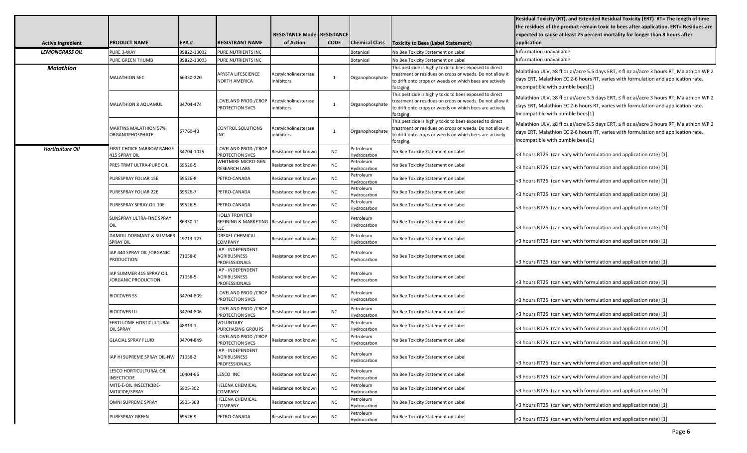| Active Ingredient | PRODUCT NAME | EPA # | REGISTRANT NAME | RESISTANCE Mode of Action | RESISTANCE CODE | Chemical Class | Toxicity to Bees (Label Statement) | Residual Toxicity (RT), and Extended Residual Toxicity (ERT) RT= The length of time the residues of the product remain toxic to bees after application. ERT= Residues are expected to cause at least 25 percent mortality for longer than 8 hours after application |
|---|---|---|---|---|---|---|---|---|
| ***LEMONGRASS OIL*** | PURE 3-WAY | 99822-13002 | PURE NUTRIENTS INC | | | Botanical | No Bee Toxicity Statement on Label | Information unavailable |
| | PURE GREEN THUMB | 99822-13003 | PURE NUTRIENTS INC | | | Botanical | No Bee Toxicity Statement on Label | Information unavailable |
| ***Malathion*** | MALATHION 5EC | 66330-220 | ARYSTA LIFESCIENCE NORTH AMERICA | Acetylcholinesterase inhibitors | 1 | Organophosphate | This pesticide is highly toxic to bees exposed to direct treatment or residues on crops or weeds. Do not allow it to drift onto crops or weeds on which bees are actively foraging. | Malathion ULV, ≥8 fl oz ai/acre 5.5 days ERT, ≤ fl oz ai/acre 3 hours RT, Malathion WP 2 days ERT, Malathion EC 2-6 hours RT, varies with formulation and application rate. Incompatible with bumble bees[1] |
| | MALATHION 8 AQUAMUL | 34704-474 | LOVELAND PROD./CROP PROTECTION SVCS | Acetylcholinesterase inhibitors | 1 | Organophosphate | This pesticide is highly toxic to bees exposed to direct treatment or residues on crops or weeds. Do not allow it to drift onto crops or weeds on which bees are actively foraging. | Malathion ULV, ≥8 fl oz ai/acre 5.5 days ERT, ≤ fl oz ai/acre 3 hours RT, Malathion WP 2 days ERT, Malathion EC 2-6 hours RT, varies with formulation and application rate. Incompatible with bumble bees[1] |
| | MARTINS MALATHION 57% ORGANOPHOSPHATE | 67760-40 | CONTROL SOLUTIONS INC | Acetylcholinesterase inhibitors | 1 | Organophosphate | This pesticide is highly toxic to bees exposed to direct treatment or residues on crops or weeds. Do not allow it to drift onto crops or weeds on which bees are actively foraging. | Malathion ULV, ≥8 fl oz ai/acre 5.5 days ERT, ≤ fl oz ai/acre 3 hours RT, Malathion WP 2 days ERT, Malathion EC 2-6 hours RT, varies with formulation and application rate. Incompatible with bumble bees[1] |
| ***Horticulture Oil*** | FIRST CHOICE NARROW RANGE 415 SPRAY OIL | 34704-1025 | LOVELAND PROD./CROP PROTECTION SVCS | Resistance not known | NC | Petroleum Hydrocarbon | No Bee Toxicity Statement on Label | <3 hours RT25 (can vary with formulation and application rate) [1] |
| | PRES TRMT ULTRA-PURE OIL | 69526-5 | WHITMIRE MICRO-GEN RESEARCH LABS | Resistance not known | NC | Petroleum Hydrocarbon | No Bee Toxicity Statement on Label | <3 hours RT25 (can vary with formulation and application rate) [1] |
| | PURESPRAY FOLIAR 15E | 69526-8 | PETRO-CANADA | Resistance not known | NC | Petroleum Hydrocarbon | No Bee Toxicity Statement on Label | <3 hours RT25 (can vary with formulation and application rate) [1] |
| | PURESPRAY FOLIAR 22E | 69526-7 | PETRO-CANADA | Resistance not known | NC | Petroleum Hydrocarbon | No Bee Toxicity Statement on Label | <3 hours RT25 (can vary with formulation and application rate) [1] |
| | PURESPRAY SPRAY OIL 10E | 69526-5 | PETRO-CANADA | Resistance not known | NC | Petroleum Hydrocarbon | No Bee Toxicity Statement on Label | <3 hours RT25 (can vary with formulation and application rate) [1] |
| | SUNSPRAY ULTRA-FINE SPRAY OIL | 86330-11 | HOLLY FRONTIER REFINING & MARKETING LLC | Resistance not known | NC | Petroleum Hydrocarbon | No Bee Toxicity Statement on Label | <3 hours RT25 (can vary with formulation and application rate) [1] |
| | DAMOIL DORMANT & SUMMER SPRAY OIL | 19713-123 | DREXEL CHEMICAL COMPANY | Resistance not known | NC | Petroleum Hydrocarbon | No Bee Toxicity Statement on Label | <3 hours RT25 (can vary with formulation and application rate) [1] |
| | IAP 440 SPRAY OIL /ORGANIC PRODUCTION | 71058-6 | IAP - INDEPENDENT AGRIBUSINESS PROFESSIONALS | Resistance not known | NC | Petroleum Hydrocarbon | No Bee Toxicity Statement on Label | <3 hours RT25 (can vary with formulation and application rate) [1] |
| | IAP SUMMER 415 SPRAY OIL /ORGANIC PRODUCTION | 71058-5 | IAP - INDEPENDENT AGRIBUSINESS PROFESSIONALS | Resistance not known | NC | Petroleum Hydrocarbon | No Bee Toxicity Statement on Label | <3 hours RT25 (can vary with formulation and application rate) [1] |
| | BIOCOVER SS | 34704-809 | LOVELAND PROD./CROP PROTECTION SVCS | Resistance not known | NC | Petroleum Hydrocarbon | No Bee Toxicity Statement on Label | <3 hours RT25 (can vary with formulation and application rate) [1] |
| | BIOCOVER UL | 34704-806 | LOVELAND PROD./CROP PROTECTION SVCS | Resistance not known | NC | Petroleum Hydrocarbon | No Bee Toxicity Statement on Label | <3 hours RT25 (can vary with formulation and application rate) [1] |
| | FERTI-LOME HORTICULTURAL OIL SPRAY | 48813-1 | VOLUNTARY PURCHASING GROUPS | Resistance not known | NC | Petroleum Hydrocarbon | No Bee Toxicity Statement on Label | <3 hours RT25 (can vary with formulation and application rate) [1] |
| | GLACIAL SPRAY FLUID | 34704-849 | LOVELAND PROD./CROP PROTECTION SVCS | Resistance not known | NC | Petroleum Hydrocarbon | No Bee Toxicity Statement on Label | <3 hours RT25 (can vary with formulation and application rate) [1] |
| | IAP HI SUPREME SPRAY OIL-NW | 71058-2 | IAP - INDEPENDENT AGRIBUSINESS PROFESSIONALS | Resistance not known | NC | Petroleum Hydrocarbon | No Bee Toxicity Statement on Label | <3 hours RT25 (can vary with formulation and application rate) [1] |
| | LESCO HORTICULTURAL OIL INSECTICIDE | 10404-66 | LESCO INC | Resistance not known | NC | Petroleum Hydrocarbon | No Bee Toxicity Statement on Label | <3 hours RT25 (can vary with formulation and application rate) [1] |
| | MITE-E-OIL INSECTICIDE-MITICIDE/SPRAY | 5905-302 | HELENA CHEMICAL COMPANY | Resistance not known | NC | Petroleum Hydrocarbon | No Bee Toxicity Statement on Label | <3 hours RT25 (can vary with formulation and application rate) [1] |
| | OMNI SUPREME SPRAY | 5905-368 | HELENA CHEMICAL COMPANY | Resistance not known | NC | Petroleum Hydrocarbon | No Bee Toxicity Statement on Label | <3 hours RT25 (can vary with formulation and application rate) [1] |
| | PURESPRAY GREEN | 69526-9 | PETRO-CANADA | Resistance not known | NC | Petroleum Hydrocarbon | No Bee Toxicity Statement on Label | <3 hours RT25 (can vary with formulation and application rate) [1] |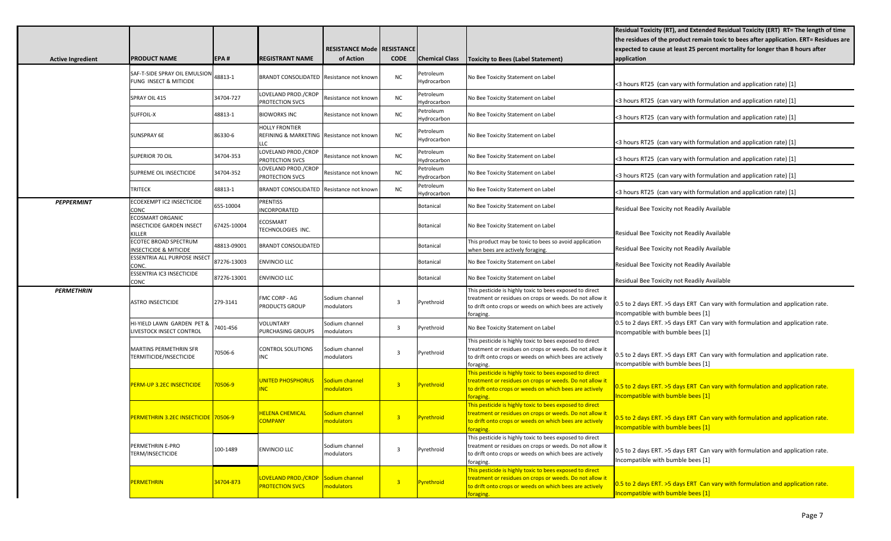| Active Ingredient | PRODUCT NAME | EPA # | REGISTRANT NAME | RESISTANCE Mode of Action | RESISTANCE CODE | Chemical Class | Toxicity to Bees (Label Statement) | Residual Toxicity (RT), and Extended Residual Toxicity (ERT) RT= The length of time the residues of the product remain toxic to bees after application. ERT= Residues are expected to cause at least 25 percent mortality for longer than 8 hours after application |
|---|---|---|---|---|---|---|---|---|
| | SAF-T-SIDE SPRAY OIL EMULSION FUNG INSECT & MITICIDE | 48813-1 | BRANDT CONSOLIDATED | Resistance not known | NC | Petroleum Hydrocarbon | No Bee Toxicity Statement on Label | <3 hours RT25 (can vary with formulation and application rate) [1] |
| | SPRAY OIL 415 | 34704-727 | LOVELAND PROD./CROP PROTECTION SVCS | Resistance not known | NC | Petroleum Hydrocarbon | No Bee Toxicity Statement on Label | <3 hours RT25 (can vary with formulation and application rate) [1] |
| | SUFFOIL-X | 48813-1 | BIOWORKS INC | Resistance not known | NC | Petroleum Hydrocarbon | No Bee Toxicity Statement on Label | <3 hours RT25 (can vary with formulation and application rate) [1] |
| | SUNSPRAY 6E | 86330-6 | HOLLY FRONTIER REFINING & MARKETING LLC | Resistance not known | NC | Petroleum Hydrocarbon | No Bee Toxicity Statement on Label | <3 hours RT25 (can vary with formulation and application rate) [1] |
| | SUPERIOR 70 OIL | 34704-353 | LOVELAND PROD./CROP PROTECTION SVCS | Resistance not known | NC | Petroleum Hydrocarbon | No Bee Toxicity Statement on Label | <3 hours RT25 (can vary with formulation and application rate) [1] |
| | SUPREME OIL INSECTICIDE | 34704-352 | LOVELAND PROD./CROP PROTECTION SVCS | Resistance not known | NC | Petroleum Hydrocarbon | No Bee Toxicity Statement on Label | <3 hours RT25 (can vary with formulation and application rate) [1] |
| | TRITECK | 48813-1 | BRANDT CONSOLIDATED | Resistance not known | NC | Petroleum Hydrocarbon | No Bee Toxicity Statement on Label | <3 hours RT25 (can vary with formulation and application rate) [1] |
| ***PEPPERMINT*** | ECOEXEMPT IC2 INSECTICIDE CONC | 655-10004 | PRENTISS INCORPORATED | | | Botanical | No Bee Toxicity Statement on Label | Residual Bee Toxicity not Readily Available |
| | ECOSMART ORGANIC INSECTICIDE GARDEN INSECT KILLER | 67425-10004 | ECOSMART TECHNOLOGIES INC. | | | Botanical | No Bee Toxicity Statement on Label | Residual Bee Toxicity not Readily Available |
| | ECOTEC BROAD SPECTRUM INSECTICIDE & MITICIDE | 48813-09001 | BRANDT CONSOLIDATED | | | Botanical | This product may be toxic to bees so avoid application when bees are actively foraging. | Residual Bee Toxicity not Readily Available |
| | ESSENTRIA ALL PURPOSE INSECT CONC. | 87276-13003 | ENVINCIO LLC | | | Botanical | No Bee Toxicity Statement on Label | Residual Bee Toxicity not Readily Available |
| | ESSENTRIA IC3 INSECTICIDE CONC | 87276-13001 | ENVINCIO LLC | | | Botanical | No Bee Toxicity Statement on Label | Residual Bee Toxicity not Readily Available |
| ***PERMETHRIN*** | ASTRO INSECTICIDE | 279-3141 | FMC CORP - AG PRODUCTS GROUP | Sodium channel modulators | 3 | Pyrethroid | This pesticide is highly toxic to bees exposed to direct treatment or residues on crops or weeds. Do not allow it to drift onto crops or weeds on which bees are actively foraging. | 0.5 to 2 days ERT. >5 days ERT Can vary with formulation and application rate. Incompatible with bumble bees [1] |
| | HI-YIELD LAWN GARDEN PET & LIVESTOCK INSECT CONTROL | 7401-456 | VOLUNTARY PURCHASING GROUPS | Sodium channel modulators | 3 | Pyrethroid | No Bee Toxicity Statement on Label | 0.5 to 2 days ERT. >5 days ERT Can vary with formulation and application rate. Incompatible with bumble bees [1] |
| | MARTINS PERMETHRIN SFR TERMITICIDE/INSECTICIDE | 70506-6 | CONTROL SOLUTIONS INC | Sodium channel modulators | 3 | Pyrethroid | This pesticide is highly toxic to bees exposed to direct treatment or residues on crops or weeds. Do not allow it to drift onto crops or weeds on which bees are actively foraging. | 0.5 to 2 days ERT. >5 days ERT Can vary with formulation and application rate. Incompatible with bumble bees [1] |
| | PERM-UP 3.2EC INSECTICIDE | 70506-9 | UNITED PHOSPHORUS INC | Sodium channel modulators | 3 | Pyrethroid | This pesticide is highly toxic to bees exposed to direct treatment or residues on crops or weeds. Do not allow it to drift onto crops or weeds on which bees are actively foraging. | 0.5 to 2 days ERT. >5 days ERT Can vary with formulation and application rate. Incompatible with bumble bees [1] |
| | PERMETHRIN 3.2EC INSECTICIDE | 70506-9 | HELENA CHEMICAL COMPANY | Sodium channel modulators | 3 | Pyrethroid | This pesticide is highly toxic to bees exposed to direct treatment or residues on crops or weeds. Do not allow it to drift onto crops or weeds on which bees are actively foraging. | 0.5 to 2 days ERT. >5 days ERT Can vary with formulation and application rate. Incompatible with bumble bees [1] |
| | PERMETHRIN E-PRO TERM/INSECTICIDE | 100-1489 | ENVINCIO LLC | Sodium channel modulators | 3 | Pyrethroid | This pesticide is highly toxic to bees exposed to direct treatment or residues on crops or weeds. Do not allow it to drift onto crops or weeds on which bees are actively foraging. | 0.5 to 2 days ERT. >5 days ERT Can vary with formulation and application rate. Incompatible with bumble bees [1] |
| | PERMETHRIN | 34704-873 | LOVELAND PROD./CROP PROTECTION SVCS | Sodium channel modulators | 3 | Pyrethroid | This pesticide is highly toxic to bees exposed to direct treatment or residues on crops or weeds. Do not allow it to drift onto crops or weeds on which bees are actively foraging. | 0.5 to 2 days ERT. >5 days ERT Can vary with formulation and application rate. Incompatible with bumble bees [1] |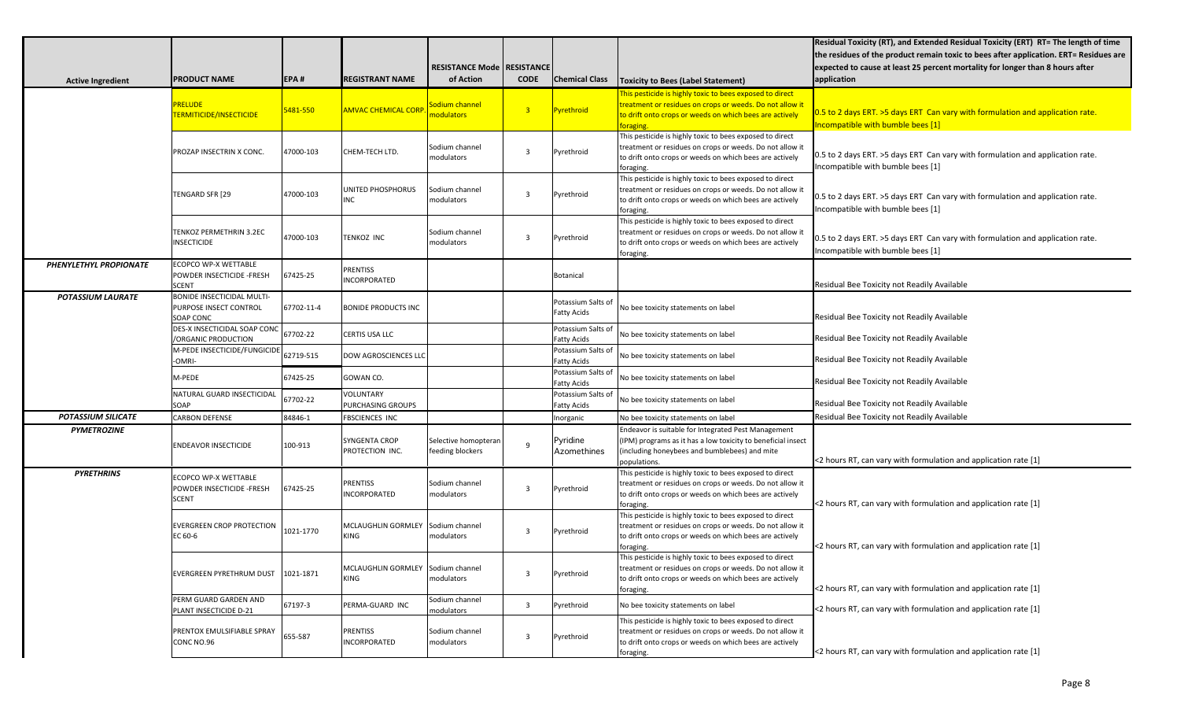| Active Ingredient | PRODUCT NAME | EPA # | REGISTRANT NAME | RESISTANCE Mode of Action | RESISTANCE CODE | Chemical Class | Toxicity to Bees (Label Statement) | Residual Toxicity (RT), and Extended Residual Toxicity (ERT) RT= The length of time the residues of the product remain toxic to bees after application. ERT= Residues are expected to cause at least 25 percent mortality for longer than 8 hours after application |
|---|---|---|---|---|---|---|---|---|
| | PRELUDE TERMITICIDE/INSECTICIDE | 5481-550 | AMVAC CHEMICAL CORP. | Sodium channel modulators | 3 | Pyrethroid | This pesticide is highly toxic to bees exposed to direct treatment or residues on crops or weeds. Do not allow it to drift onto crops or weeds on which bees are actively foraging. | 0.5 to 2 days ERT. >5 days ERT Can vary with formulation and application rate. Incompatible with bumble bees [1] |
| | PROZAP INSECTRIN X CONC. | 47000-103 | CHEM-TECH LTD. | Sodium channel modulators | 3 | Pyrethroid | This pesticide is highly toxic to bees exposed to direct treatment or residues on crops or weeds. Do not allow it to drift onto crops or weeds on which bees are actively foraging. | 0.5 to 2 days ERT. >5 days ERT Can vary with formulation and application rate. Incompatible with bumble bees [1] |
| | TENGARD SFR [29 | 47000-103 | UNITED PHOSPHORUS INC | Sodium channel modulators | 3 | Pyrethroid | This pesticide is highly toxic to bees exposed to direct treatment or residues on crops or weeds. Do not allow it to drift onto crops or weeds on which bees are actively foraging. | 0.5 to 2 days ERT. >5 days ERT Can vary with formulation and application rate. Incompatible with bumble bees [1] |
| | TENKOZ PERMETHRIN 3.2EC INSECTICIDE | 47000-103 | TENKOZ INC | Sodium channel modulators | 3 | Pyrethroid | This pesticide is highly toxic to bees exposed to direct treatment or residues on crops or weeds. Do not allow it to drift onto crops or weeds on which bees are actively foraging. | 0.5 to 2 days ERT. >5 days ERT Can vary with formulation and application rate. Incompatible with bumble bees [1] |
| ***PHENYLETHYL PROPIONATE*** | ECOPCO WP-X WETTABLE POWDER INSECTICIDE -FRESH SCENT | 67425-25 | PRENTISS INCORPORATED | | | Botanical | | Residual Bee Toxicity not Readily Available |
| ***POTASSIUM LAURATE*** | BONIDE INSECTICIDAL MULTI-PURPOSE INSECT CONTROL SOAP CONC | 67702-11-4 | BONIDE PRODUCTS INC | | | Potassium Salts of Fatty Acids | No bee toxicity statements on label | Residual Bee Toxicity not Readily Available |
| | DES-X INSECTICIDAL SOAP CONC /ORGANIC PRODUCTION | 67702-22 | CERTIS USA LLC | | | Potassium Salts of Fatty Acids | No bee toxicity statements on label | Residual Bee Toxicity not Readily Available |
| | M-PEDE INSECTICIDE/FUNGICIDE -OMRI- | 62719-515 | DOW AGROSCIENCES LLC | | | Potassium Salts of Fatty Acids | No bee toxicity statements on label | Residual Bee Toxicity not Readily Available |
| | M-PEDE | 67425-25 | GOWAN CO. | | | Potassium Salts of Fatty Acids | No bee toxicity statements on label | Residual Bee Toxicity not Readily Available |
| | NATURAL GUARD INSECTICIDAL SOAP | 67702-22 | VOLUNTARY PURCHASING GROUPS | | | Potassium Salts of Fatty Acids | No bee toxicity statements on label | Residual Bee Toxicity not Readily Available |
| ***POTASSIUM SILICATE*** | CARBON DEFENSE | 84846-1 | FBSCIENCES INC | | | Inorganic | No bee toxicity statements on label | Residual Bee Toxicity not Readily Available |
| ***PYMETROZINE*** | ENDEAVOR INSECTICIDE | 100-913 | SYNGENTA CROP PROTECTION INC. | Selective homopteran feeding blockers | 9 | Pyridine Azomethines | Endeavor is suitable for Integrated Pest Management (IPM) programs as it has a low toxicity to beneficial insect (including honeybees and bumblebees) and mite populations. | <2 hours RT, can vary with formulation and application rate [1] |
| ***PYRETHRINS*** | ECOPCO WP-X WETTABLE POWDER INSECTICIDE -FRESH SCENT | 67425-25 | PRENTISS INCORPORATED | Sodium channel modulators | 3 | Pyrethroid | This pesticide is highly toxic to bees exposed to direct treatment or residues on crops or weeds. Do not allow it to drift onto crops or weeds on which bees are actively foraging. | <2 hours RT, can vary with formulation and application rate [1] |
| | EVERGREEN CROP PROTECTION EC 60-6 | 1021-1770 | MCLAUGHLIN GORMLEY KING | Sodium channel modulators | 3 | Pyrethroid | This pesticide is highly toxic to bees exposed to direct treatment or residues on crops or weeds. Do not allow it to drift onto crops or weeds on which bees are actively foraging. | <2 hours RT, can vary with formulation and application rate [1] |
| | EVERGREEN PYRETHRUM DUST | 1021-1871 | MCLAUGHLIN GORMLEY KING | Sodium channel modulators | 3 | Pyrethroid | This pesticide is highly toxic to bees exposed to direct treatment or residues on crops or weeds. Do not allow it to drift onto crops or weeds on which bees are actively foraging. | <2 hours RT, can vary with formulation and application rate [1] |
| | PERM GUARD GARDEN AND PLANT INSECTICIDE D-21 | 67197-3 | PERMA-GUARD INC | Sodium channel modulators | 3 | Pyrethroid | No bee toxicity statements on label | <2 hours RT, can vary with formulation and application rate [1] |
| | PRENTOX EMULSIFIABLE SPRAY CONC NO.96 | 655-587 | PRENTISS INCORPORATED | Sodium channel modulators | 3 | Pyrethroid | This pesticide is highly toxic to bees exposed to direct treatment or residues on crops or weeds. Do not allow it to drift onto crops or weeds on which bees are actively foraging. | <2 hours RT, can vary with formulation and application rate [1] |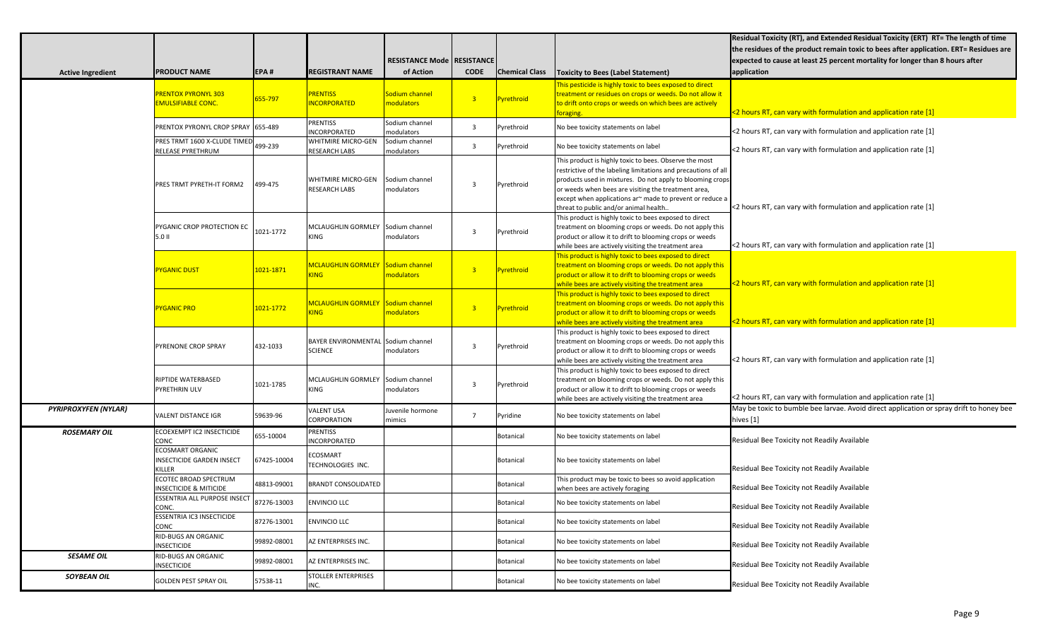| Active Ingredient | PRODUCT NAME | EPA # | REGISTRANT NAME | RESISTANCE Mode of Action | RESISTANCE CODE | Chemical Class | Toxicity to Bees (Label Statement) | Residual Toxicity (RT), and Extended Residual Toxicity (ERT) RT= The length of time the residues of the product remain toxic to bees after application. ERT= Residues are expected to cause at least 25 percent mortality for longer than 8 hours after application |
|---|---|---|---|---|---|---|---|---|
| | PRENTOX PYRONYL 303 EMULSIFIABLE CONC. | 655-797 | PRENTISS INCORPORATED | Sodium channel modulators | 3 | Pyrethroid | This pesticide is highly toxic to bees exposed to direct treatment or residues on crops or weeds. Do not allow it to drift onto crops or weeds on which bees are actively foraging. | <2 hours RT, can vary with formulation and application rate [1] |
| | PRENTOX PYRONYL CROP SPRAY | 655-489 | PRENTISS INCORPORATED | Sodium channel modulators | 3 | Pyrethroid | No bee toxicity statements on label | <2 hours RT, can vary with formulation and application rate [1] |
| | PRES TRMT 1600 X-CLUDE TIMED RELEASE PYRETHRUM | 499-239 | WHITMIRE MICRO-GEN RESEARCH LABS | Sodium channel modulators | 3 | Pyrethroid | No bee toxicity statements on label | <2 hours RT, can vary with formulation and application rate [1] |
| | PRES TRMT PYRETH-IT FORM2 | 499-475 | WHITMIRE MICRO-GEN RESEARCH LABS | Sodium channel modulators | 3 | Pyrethroid | This product is highly toxic to bees. Observe the most restrictive of the labeling limitations and precautions of all products used in mixtures. Do not apply to blooming crops or weeds when bees are visiting the treatment area, except when applications ar~ made to prevent or reduce a threat to public and/or animal health.. | <2 hours RT, can vary with formulation and application rate [1] |
| | PYGANIC CROP PROTECTION EC 5.0 II | 1021-1772 | MCLAUGHLIN GORMLEY KING | Sodium channel modulators | 3 | Pyrethroid | This product is highly toxic to bees exposed to direct treatment on blooming crops or weeds. Do not apply this product or allow it to drift to blooming crops or weeds while bees are actively visiting the treatment area | <2 hours RT, can vary with formulation and application rate [1] |
| | PYGANIC DUST | 1021-1871 | MCLAUGHLIN GORMLEY KING | Sodium channel modulators | 3 | Pyrethroid | This product is highly toxic to bees exposed to direct treatment on blooming crops or weeds. Do not apply this product or allow it to drift to blooming crops or weeds while bees are actively visiting the treatment area | <2 hours RT, can vary with formulation and application rate [1] |
| | PYGANIC PRO | 1021-1772 | MCLAUGHLIN GORMLEY KING | Sodium channel modulators | 3 | Pyrethroid | This product is highly toxic to bees exposed to direct treatment on blooming crops or weeds. Do not apply this product or allow it to drift to blooming crops or weeds while bees are actively visiting the treatment area | <2 hours RT, can vary with formulation and application rate [1] |
| | PYRENONE CROP SPRAY | 432-1033 | BAYER ENVIRONMENTAL SCIENCE | Sodium channel modulators | 3 | Pyrethroid | This product is highly toxic to bees exposed to direct treatment on blooming crops or weeds. Do not apply this product or allow it to drift to blooming crops or weeds while bees are actively visiting the treatment area | <2 hours RT, can vary with formulation and application rate [1] |
| | RIPTIDE WATERBASED PYRETHRIN ULV | 1021-1785 | MCLAUGHLIN GORMLEY KING | Sodium channel modulators | 3 | Pyrethroid | This product is highly toxic to bees exposed to direct treatment on blooming crops or weeds. Do not apply this product or allow it to drift to blooming crops or weeds while bees are actively visiting the treatment area | <2 hours RT, can vary with formulation and application rate [1] |
| ***PYRIPROXYFEN (NYLAR)*** | VALENT DISTANCE IGR | 59639-96 | VALENT USA CORPORATION | Juvenile hormone mimics | 7 | Pyridine | No bee toxicity statements on label | May be toxic to bumble bee larvae. Avoid direct application or spray drift to honey bee hives [1] |
| ***ROSEMARY OIL*** | ECOEXEMPT IC2 INSECTICIDE CONC | 655-10004 | PRENTISS INCORPORATED | | | Botanical | No bee toxicity statements on label | Residual Bee Toxicity not Readily Available |
| | ECOSMART ORGANIC INSECTICIDE GARDEN INSECT KILLER | 67425-10004 | ECOSMART TECHNOLOGIES INC. | | | Botanical | No bee toxicity statements on label | Residual Bee Toxicity not Readily Available |
| | ECOTEC BROAD SPECTRUM INSECTICIDE & MITICIDE | 48813-09001 | BRANDT CONSOLIDATED | | | Botanical | This product may be toxic to bees so avoid application when bees are actively foraging | Residual Bee Toxicity not Readily Available |
| | ESSENTRIA ALL PURPOSE INSECT CONC. | 87276-13003 | ENVINCIO LLC | | | Botanical | No bee toxicity statements on label | Residual Bee Toxicity not Readily Available |
| | ESSENTRIA IC3 INSECTICIDE CONC | 87276-13001 | ENVINCIO LLC | | | Botanical | No bee toxicity statements on label | Residual Bee Toxicity not Readily Available |
| | RID-BUGS AN ORGANIC INSECTICIDE | 99892-08001 | AZ ENTERPRISES INC. | | | Botanical | No bee toxicity statements on label | Residual Bee Toxicity not Readily Available |
| ***SESAME OIL*** | RID-BUGS AN ORGANIC INSECTICIDE | 99892-08001 | AZ ENTERPRISES INC. | | | Botanical | No bee toxicity statements on label | Residual Bee Toxicity not Readily Available |
| ***SOYBEAN OIL*** | GOLDEN PEST SPRAY OIL | 57538-11 | STOLLER ENTERPRISES INC. | | | Botanical | No bee toxicity statements on label | Residual Bee Toxicity not Readily Available |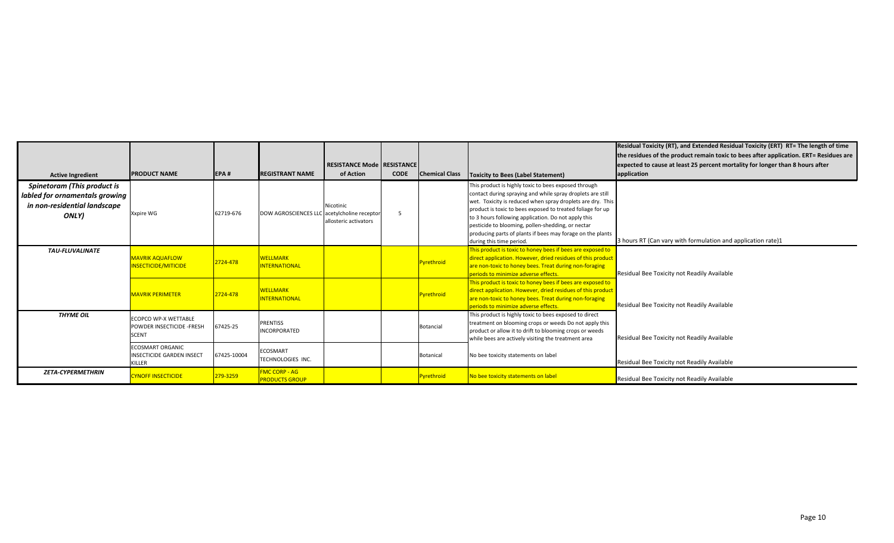| Active Ingredient | PRODUCT NAME | EPA # | REGISTRANT NAME | RESISTANCE Mode of Action | RESISTANCE CODE | Chemical Class | Toxicity to Bees (Label Statement) | Residual Toxicity (RT), and Extended Residual Toxicity (ERT) RT= The length of time the residues of the product remain toxic to bees after application. ERT= Residues are expected to cause at least 25 percent mortality for longer than 8 hours after application |
|---|---|---|---|---|---|---|---|---|
| ***Spinetoram (This product is labled for ornamentals growing in non-residential landscape ONLY)*** | Xxpire WG | 62719-676 | DOW AGROSCIENCES LLC | Nicotinic acetylcholine receptor allosteric activators | 5 | | This product is highly toxic to bees exposed through contact during spraying and while spray droplets are still wet. Toxicity is reduced when spray droplets are dry. This product is toxic to bees exposed to treated foliage for up to 3 hours following application. Do not apply this pesticide to blooming, pollen-shedding, or nectar producing parts of plants if bees may forage on the plants during this time period. | 3 hours RT (Can vary with formulation and application rate)1 |
| ***TAU-FLUVALINATE*** | MAVRIK AQUAFLOW INSECTICIDE/MITICIDE | 2724-478 | WELLMARK INTERNATIONAL | | | Pyrethroid | This product is toxic to honey bees if bees are exposed to direct application. However, dried residues of this product are non-toxic to honey bees. Treat during non-foraging periods to minimize adverse effects. | Residual Bee Toxicity not Readily Available |
| | MAVRIK PERIMETER | 2724-478 | WELLMARK INTERNATIONAL | | | Pyrethroid | This product is toxic to honey bees if bees are exposed to direct application. However, dried residues of this product are non-toxic to honey bees. Treat during non-foraging periods to minimize adverse effects. | Residual Bee Toxicity not Readily Available |
| ***THYME OIL*** | ECOPCO WP-X WETTABLE POWDER INSECTICIDE -FRESH SCENT | 67425-25 | PRENTISS INCORPORATED | | | Botancial | This product is highly toxic to bees exposed to direct treatment on blooming crops or weeds Do not apply this product or allow it to drift to blooming crops or weeds while bees are actively visiting the treatment area | Residual Bee Toxicity not Readily Available |
| | ECOSMART ORGANIC INSECTICIDE GARDEN INSECT KILLER | 67425-10004 | ECOSMART TECHNOLOGIES INC. | | | Botanical | No bee toxicity statements on label | Residual Bee Toxicity not Readily Available |
| ***ZETA-CYPERMETHRIN*** | CYNOFF INSECTICIDE | 279-3259 | FMC CORP - AG PRODUCTS GROUP | | | Pyrethroid | No bee toxicity statements on label | Residual Bee Toxicity not Readily Available |